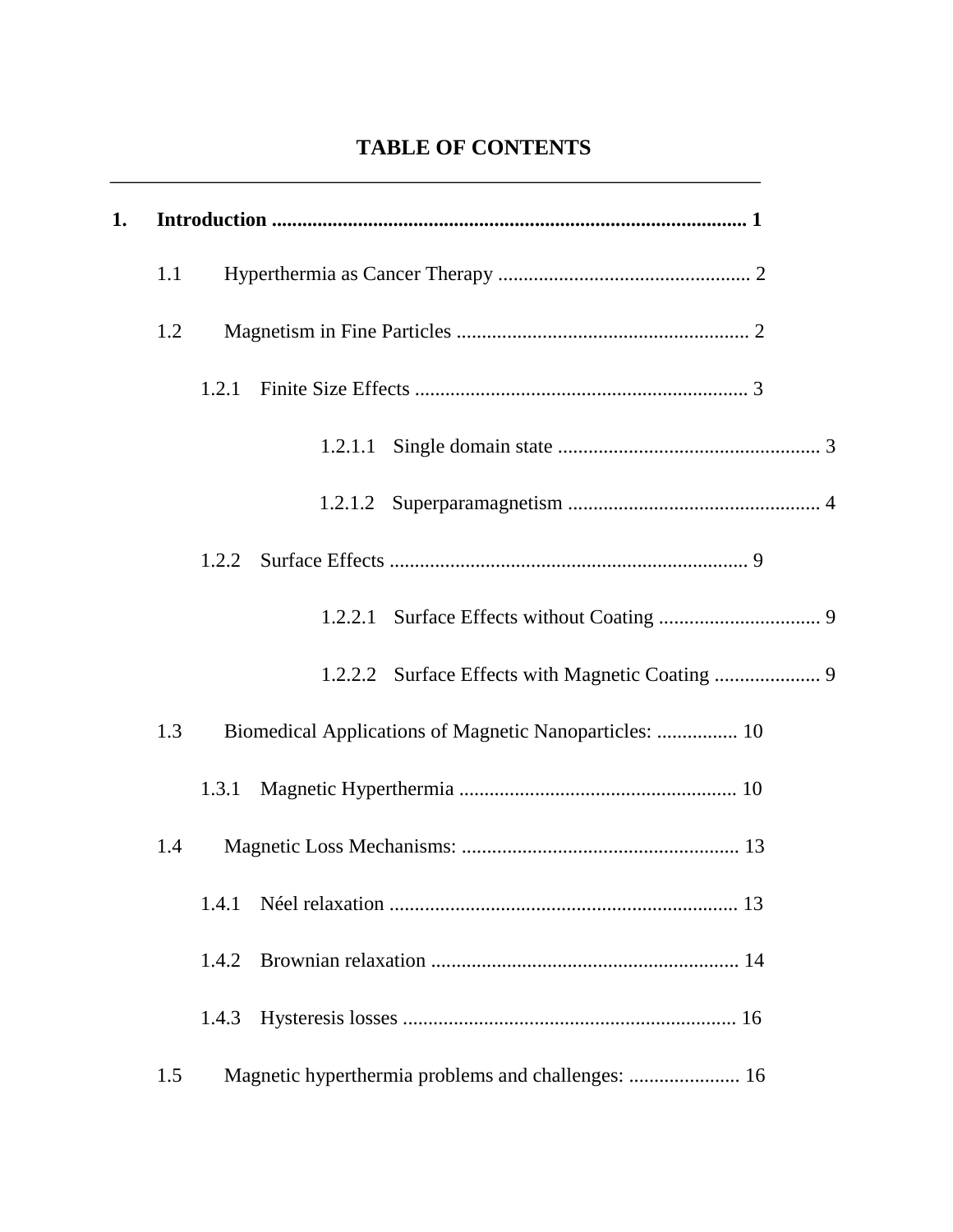# TABLE OF CONTENTS

**1. Introduction ............................................................................................ 1**

- 1.1 Hyperthermia as Cancer Therapy .................................................. 2
- 1.2 Magnetism in Fine Particles .......................................................... 2
  - 1.2.1 Finite Size Effects .................................................................. 3
    - 1.2.1.1 Single domain state .................................................... 3
    - 1.2.1.2 Superparamagnetism .................................................. 4
  - 1.2.2 Surface Effects ....................................................................... 9
    - 1.2.2.1 Surface Effects without Coating ................................ 9
    - 1.2.2.2 Surface Effects with Magnetic Coating ..................... 9
- 1.3 Biomedical Applications of Magnetic Nanoparticles: ................ 10
  - 1.3.1 Magnetic Hyperthermia ....................................................... 10
- 1.4 Magnetic Loss Mechanisms: ....................................................... 13
  - 1.4.1 Néel relaxation ..................................................................... 13
  - 1.4.2 Brownian relaxation ............................................................. 14
  - 1.4.3 Hysteresis losses .................................................................. 16
- 1.5 Magnetic hyperthermia problems and challenges: ...................... 16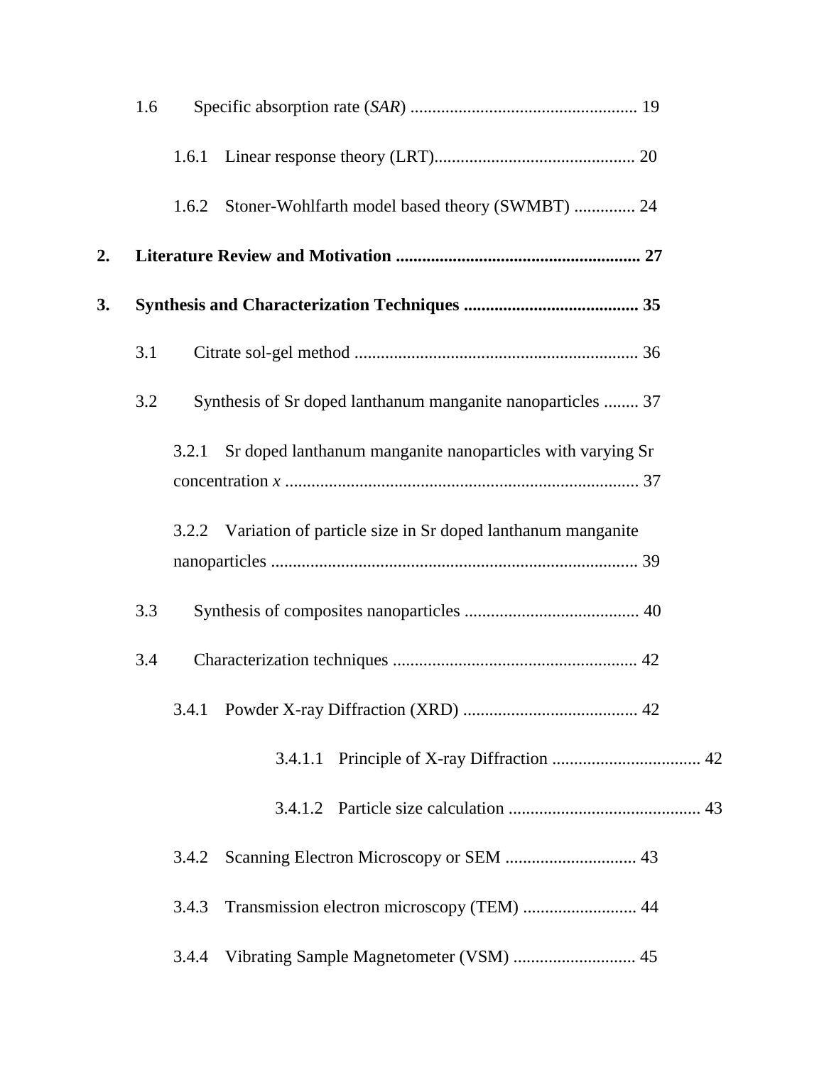1.6 Specific absorption rate (*SAR*) .................................................... 19

1.6.1 Linear response theory (LRT)............................................. 20

1.6.2 Stoner-Wohlfarth model based theory (SWMBT) ............. 24

**2. Literature Review and Motivation ........................................................ 27**

**3. Synthesis and Characterization Techniques ........................................ 35**

3.1 Citrate sol-gel method ................................................................. 36

3.2 Synthesis of Sr doped lanthanum manganite nanoparticles ........ 37

3.2.1 Sr doped lanthanum manganite nanoparticles with varying Sr concentration *x* ................................................................................. 37

3.2.2 Variation of particle size in Sr doped lanthanum manganite nanoparticles .................................................................................... 39

3.3 Synthesis of composites nanoparticles ........................................ 40

3.4 Characterization techniques ........................................................ 42

3.4.1 Powder X-ray Diffraction (XRD) ........................................ 42

3.4.1.1 Principle of X-ray Diffraction .................................. 42

3.4.1.2 Particle size calculation ............................................ 43

3.4.2 Scanning Electron Microscopy or SEM .............................. 43

3.4.3 Transmission electron microscopy (TEM) .......................... 44

3.4.4 Vibrating Sample Magnetometer (VSM) ............................ 45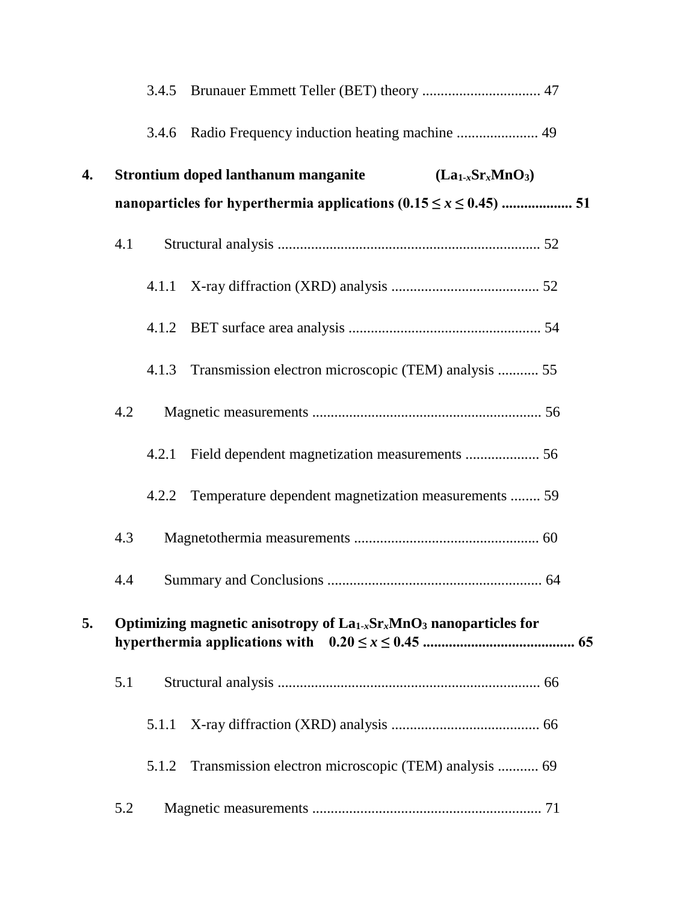3.4.5 Brunauer Emmett Teller (BET) theory ................................ 47

3.4.6 Radio Frequency induction heating machine ...................... 49

**4. Strontium doped lanthanum manganite ($La_{1-x}Sr_xMnO_3$) nanoparticles for hyperthermia applications ($0.15 \leq x \leq 0.45$) .................. 51**

4.1 Structural analysis ...................................................................... 52

4.1.1 X-ray diffraction (XRD) analysis ........................................ 52

4.1.2 BET surface area analysis .................................................... 54

4.1.3 Transmission electron microscopic (TEM) analysis ........... 55

4.2 Magnetic measurements ............................................................. 56

4.2.1 Field dependent magnetization measurements .................... 56

4.2.2 Temperature dependent magnetization measurements ........ 59

4.3 Magnetothermia measurements .................................................. 60

4.4 Summary and Conclusions ......................................................... 64

**5. Optimizing magnetic anisotropy of $La_{1-x}Sr_xMnO_3$ nanoparticles for hyperthermia applications with $0.20 \leq x \leq 0.45$ ......................................... 65**

5.1 Structural analysis ...................................................................... 66

5.1.1 X-ray diffraction (XRD) analysis ........................................ 66

5.1.2 Transmission electron microscopic (TEM) analysis ........... 69

5.2 Magnetic measurements ............................................................. 71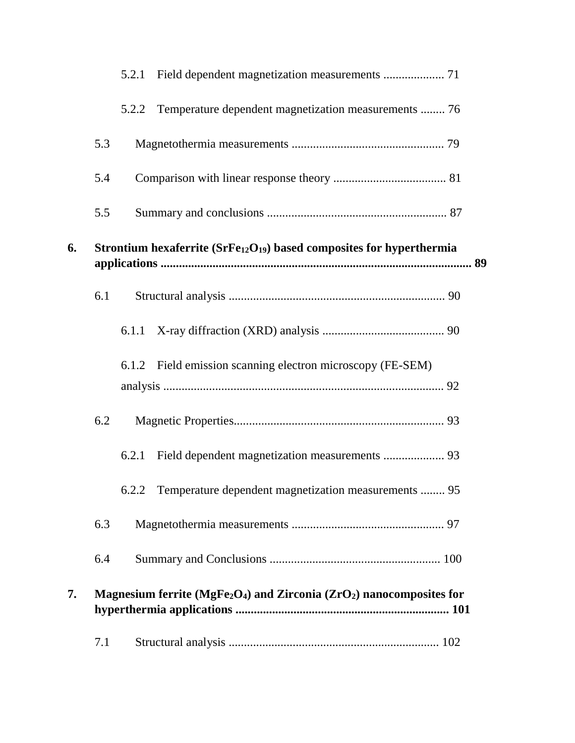5.2.1 Field dependent magnetization measurements .................... 71

5.2.2 Temperature dependent magnetization measurements ........ 76

5.3 Magnetothermia measurements .................................................. 79

5.4 Comparison with linear response theory ..................................... 81

5.5 Summary and conclusions ........................................................... 87

**6. Strontium hexaferrite ($SrFe_{12}O_{19}$) based composites for hyperthermia applications ..................................................................................................... 89**

6.1 Structural analysis ....................................................................... 90

6.1.1 X-ray diffraction (XRD) analysis ........................................ 90

6.1.2 Field emission scanning electron microscopy (FE-SEM) analysis ............................................................................................ 92

6.2 Magnetic Properties..................................................................... 93

6.2.1 Field dependent magnetization measurements .................... 93

6.2.2 Temperature dependent magnetization measurements ........ 95

6.3 Magnetothermia measurements .................................................. 97

6.4 Summary and Conclusions ........................................................ 100

**7. Magnesium ferrite ($MgFe_2O_4$) and Zirconia ($ZrO_2$) nanocomposites for hyperthermia applications ...................................................................... 101**

7.1 Structural analysis ..................................................................... 102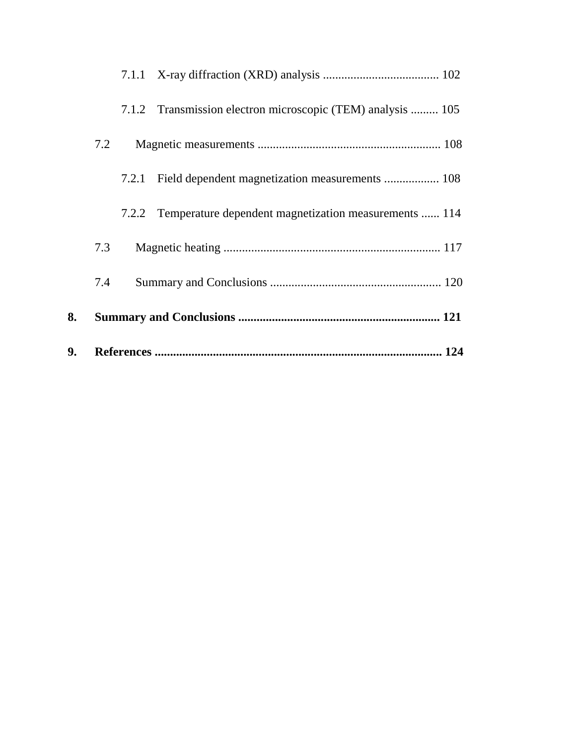7.1.1 X-ray diffraction (XRD) analysis ...................................... 102

7.1.2 Transmission electron microscopic (TEM) analysis ......... 105

7.2 Magnetic measurements ............................................................ 108

7.2.1 Field dependent magnetization measurements .................. 108

7.2.2 Temperature dependent magnetization measurements ...... 114

7.3 Magnetic heating ....................................................................... 117

7.4 Summary and Conclusions ........................................................ 120

**8. Summary and Conclusions .................................................................. 121**

**9. References .............................................................................................. 124**